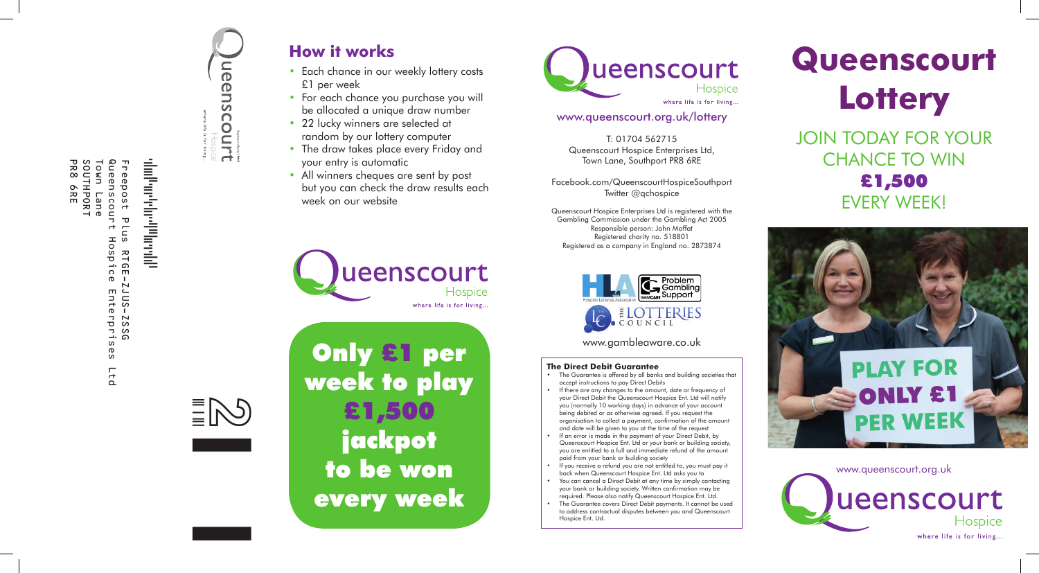Freepost Plus RTGE-ZJUS-ZSSG
Queenscourt Hospice Enterprises Ltd
Town Lane
SOUTHPORT
PR8 6RE

## How it works

- Each chance in our weekly lottery costs £1 per week
- For each chance you purchase you will be allocated a unique draw number
- 22 lucky winners are selected at random by our lottery computer
- The draw takes place every Friday and your entry is automatic
- All winners cheques are sent by post but you can check the draw results each week on our website

Queenscourt Hospice
where life is for living...

**Only £1 per week to play £1,500 jackpot to be won every week**

Queenscourt Hospice
where life is for living...

www.queenscourt.org.uk/lottery

T: 01704 562715
Queenscourt Hospice Enterprises Ltd,
Town Lane, Southport PR8 6RE

Facebook.com/QueenscourtHospiceSouthport
Twitter @qchospice

Queenscourt Hospice Enterprises Ltd is registered with the Gambling Commission under the Gambling Act 2005
Responsible person: John Moffat
Registered charity no. 518801
Registered as a company in England no. 2873874

Hospice Lotteries Association
GamCare Problem Gambling Support
The Lotteries Council

www.gambleaware.co.uk

**The Direct Debit Guarantee**

- The Guarantee is offered by all banks and building societies that accept instructions to pay Direct Debits
- If there are any changes to the amount, date or frequency of your Direct Debit the Queenscourt Hospice Ent. Ltd will notify you (normally 10 working days) in advance of your account being debited or as otherwise agreed. If you request the organisation to collect a payment, confirmation of the amount and date will be given to you at the time of the request
- If an error is made in the payment of your Direct Debit, by Queenscourt Hospice Ent. Ltd or your bank or building society, you are entitled to a full and immediate refund of the amount paid from your bank or building society
- If you receive a refund you are not entitled to, you must pay it back when Queenscourt Hospice Ent. Ltd asks you to
- You can cancel a Direct Debit at any time by simply contacting your bank or building society. Written confirmation may be required. Please also notify Queenscourt Hospice Ent. Ltd.
- The Guarantee covers Direct Debit payments. It cannot be used to address contractual disputes between you and Queenscourt Hospice Ent. Ltd.

# Queenscourt Lottery

JOIN TODAY FOR YOUR CHANCE TO WIN **£1,500** EVERY WEEK!

PLAY FOR ONLY £1 PER WEEK

www.queenscourt.org.uk

Queenscourt Hospice
where life is for living...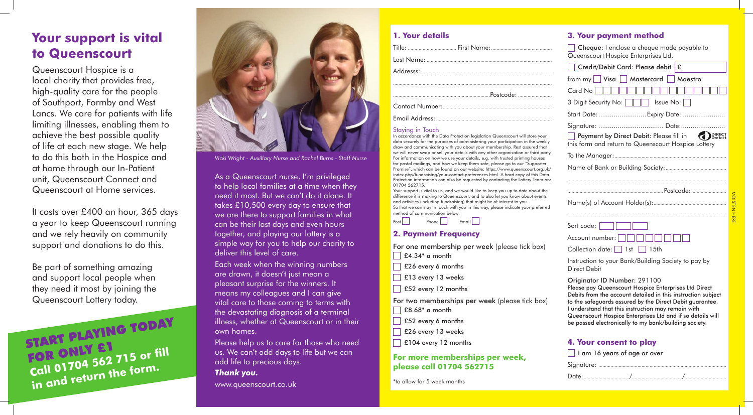## Your support is vital to Queenscourt

Queenscourt Hospice is a local charity that provides free, high-quality care for the people of Southport, Formby and West Lancs. We care for patients with life limiting illnesses, enabling them to achieve the best possible quality of life at each new stage. We help to do this both in the Hospice and at home through our In-Patient unit, Queenscourt Connect and Queenscourt at Home services.

It costs over £400 an hour, 365 days a year to keep Queenscourt running and we rely heavily on community support and donations to do this.

Be part of something amazing and support local people when they need it most by joining the Queenscourt Lottery today.

**START PLAYING TODAY FOR ONLY £1**
**Call 01704 562 715 or fill in and return the form.**

*Vicki Wright - Auxillary Nurse and Rachel Burns - Staff Nurse*

As a Queenscourt nurse, I'm privileged to help local families at a time when they need it most. But we can't do it alone. It takes £10,500 every day to ensure that we are there to support families in what can be their last days and even hours together, and playing our lottery is a simple way for you to help our charity to deliver this level of care.

Each week when the winning numbers are drawn, it doesn't just mean a pleasant surprise for the winners. It means my colleagues and I can give vital care to those coming to terms with the devastating diagnosis of a terminal illness, whether at Queenscourt or in their own homes.

Please help us to care for those who need us. We can't add days to life but we can add life to precious days.

***Thank you.***

www.queenscourt.co.uk

### 1. Your details

Title: .................. First Name: ..................

Last Name: ..................

Address: ..................

..................

.................. Postcode: ..................

Contact Number: ..................

Email Address: ..................

**Staying in Touch**

In accordance with the Data Protection legislation Queenscourt will store your data securely for the purposes of administering your participation in the weekly draw and communicating with you about your membership. Rest assured that we will never swap or sell your details with any other organisation or third party. For information on how we use your details, e.g. with trusted printing houses for postal mailings, and how we keep them safe, please go to our "Supporter Promise", which can be found on our website: https://www.queenscourt.org.uk/index.php/fundraising/your-contact-preferences.html A hard copy of this Data Protection information can also be requested by contacting the Lottery Team on: 01704 562715.

Your support is vital to us, and we would like to keep you up to date about the difference it is making to Queenscourt, and to also let you know about events and activities (including fundraising) that might be of interest to you.

So that we can stay in touch with you in this way, please indicate your preferred method of communication below:

Post ☐ Phone ☐ Email ☐

### 2. Payment Frequency

For one membership per week (please tick box)

- ☐ £4.34* a month
- ☐ £26 every 6 months
- ☐ £13 every 13 weeks
- ☐ £52 every 12 months

For two memberships per week (please tick box)

- ☐ £8.68* a month
- ☐ £52 every 6 months
- ☐ £26 every 13 weeks
- ☐ £104 every 12 months

**For more memberships per week, please call 01704 562715**

*to allow for 5 week months

### 3. Your payment method

☐ **Cheque:** I enclose a cheque made payable to Queenscourt Hospice Enterprises Ltd.

☐ **Credit/Debit Card:** Please debit £

from my ☐ Visa ☐ Mastercard ☐ Maestro

Card No ☐☐☐☐☐☐☐☐☐☐☐☐☐☐☐☐

3 Digit Security No: ☐☐☐ Issue No: ☐

Start Date: .................. Expiry Date: ..................

Signature: .................. Date: ..................

☐ **Payment by Direct Debit:** Please fill in this form and return to Queenscourt Hospice Lottery

To the Manager: ..................

Name of Bank or Building Society: ..................

..................

.................. Postcode: ..................

Name(s) of Account Holder(s): ..................

..................

Sort code: ☐☐ ☐☐ ☐☐

Account number: ☐☐☐☐☐☐☐☐

Collection date: ☐ 1st ☐ 15th

Instruction to your Bank/Building Society to pay by Direct Debit

Originator ID Number: 291100

Please pay Queenscourt Hospice Enterprises Ltd Direct Debits from the account detailed in this instruction subject to the safeguards assured by the Direct Debit guarantee. I understand that this instruction may remain with Queenscourt Hospice Enterprises Ltd and if so details will be passed electronically to my bank/building society.

### 4. Your consent to play

☐ I am 16 years of age or over

Signature: ..................

Date: ........../........../..........

MOISTEN HERE